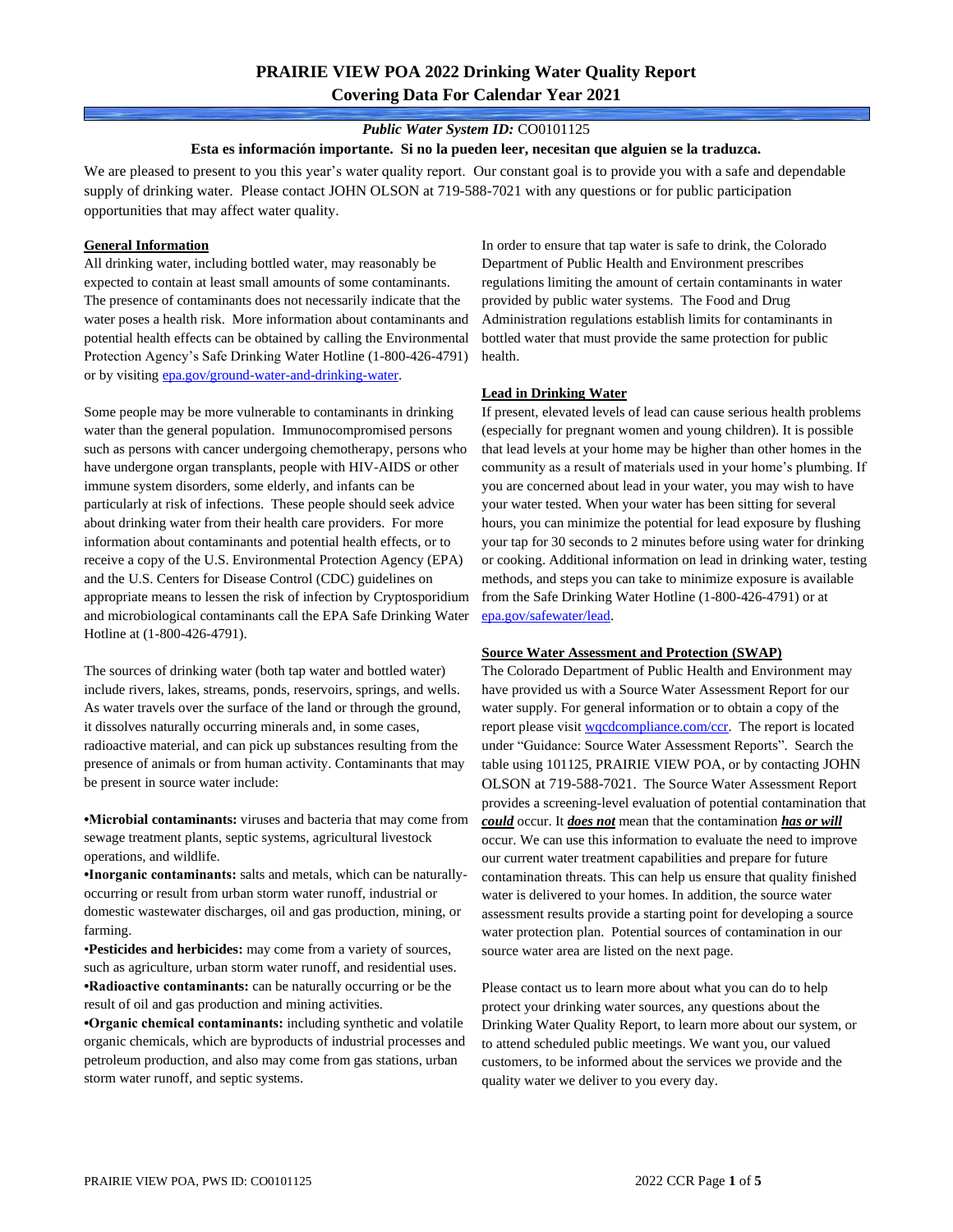# PRAIRIE VIEW POA 2022 Drinking Water Quality Report
# Covering Data For Calendar Year 2021

***Public Water System ID:*** CO0101125

**Esta es información importante. Si no la pueden leer, necesitan que alguien se la traduzca.**

We are pleased to present to you this year's water quality report. Our constant goal is to provide you with a safe and dependable supply of drinking water. Please contact JOHN OLSON at 719-588-7021 with any questions or for public participation opportunities that may affect water quality.

**General Information**

All drinking water, including bottled water, may reasonably be expected to contain at least small amounts of some contaminants. The presence of contaminants does not necessarily indicate that the water poses a health risk. More information about contaminants and potential health effects can be obtained by calling the Environmental Protection Agency's Safe Drinking Water Hotline (1-800-426-4791) or by visiting epa.gov/ground-water-and-drinking-water.

Some people may be more vulnerable to contaminants in drinking water than the general population. Immunocompromised persons such as persons with cancer undergoing chemotherapy, persons who have undergone organ transplants, people with HIV-AIDS or other immune system disorders, some elderly, and infants can be particularly at risk of infections. These people should seek advice about drinking water from their health care providers. For more information about contaminants and potential health effects, or to receive a copy of the U.S. Environmental Protection Agency (EPA) and the U.S. Centers for Disease Control (CDC) guidelines on appropriate means to lessen the risk of infection by Cryptosporidium and microbiological contaminants call the EPA Safe Drinking Water Hotline at (1-800-426-4791).

The sources of drinking water (both tap water and bottled water) include rivers, lakes, streams, ponds, reservoirs, springs, and wells. As water travels over the surface of the land or through the ground, it dissolves naturally occurring minerals and, in some cases, radioactive material, and can pick up substances resulting from the presence of animals or from human activity. Contaminants that may be present in source water include:

- **Microbial contaminants:** viruses and bacteria that may come from sewage treatment plants, septic systems, agricultural livestock operations, and wildlife.
- **Inorganic contaminants:** salts and metals, which can be naturally-occurring or result from urban storm water runoff, industrial or domestic wastewater discharges, oil and gas production, mining, or farming.
- **Pesticides and herbicides:** may come from a variety of sources, such as agriculture, urban storm water runoff, and residential uses.
- **Radioactive contaminants:** can be naturally occurring or be the result of oil and gas production and mining activities.
- **Organic chemical contaminants:** including synthetic and volatile organic chemicals, which are byproducts of industrial processes and petroleum production, and also may come from gas stations, urban storm water runoff, and septic systems.

In order to ensure that tap water is safe to drink, the Colorado Department of Public Health and Environment prescribes regulations limiting the amount of certain contaminants in water provided by public water systems. The Food and Drug Administration regulations establish limits for contaminants in bottled water that must provide the same protection for public health.

**Lead in Drinking Water**

If present, elevated levels of lead can cause serious health problems (especially for pregnant women and young children). It is possible that lead levels at your home may be higher than other homes in the community as a result of materials used in your home's plumbing. If you are concerned about lead in your water, you may wish to have your water tested. When your water has been sitting for several hours, you can minimize the potential for lead exposure by flushing your tap for 30 seconds to 2 minutes before using water for drinking or cooking. Additional information on lead in drinking water, testing methods, and steps you can take to minimize exposure is available from the Safe Drinking Water Hotline (1-800-426-4791) or at epa.gov/safewater/lead.

**Source Water Assessment and Protection (SWAP)**

The Colorado Department of Public Health and Environment may have provided us with a Source Water Assessment Report for our water supply. For general information or to obtain a copy of the report please visit wqcdcompliance.com/ccr. The report is located under "Guidance: Source Water Assessment Reports". Search the table using 101125, PRAIRIE VIEW POA, or by contacting JOHN OLSON at 719-588-7021. The Source Water Assessment Report provides a screening-level evaluation of potential contamination that ***could*** occur. It ***does not*** mean that the contamination ***has or will*** occur. We can use this information to evaluate the need to improve our current water treatment capabilities and prepare for future contamination threats. This can help us ensure that quality finished water is delivered to your homes. In addition, the source water assessment results provide a starting point for developing a source water protection plan. Potential sources of contamination in our source water area are listed on the next page.

Please contact us to learn more about what you can do to help protect your drinking water sources, any questions about the Drinking Water Quality Report, to learn more about our system, or to attend scheduled public meetings. We want you, our valued customers, to be informed about the services we provide and the quality water we deliver to you every day.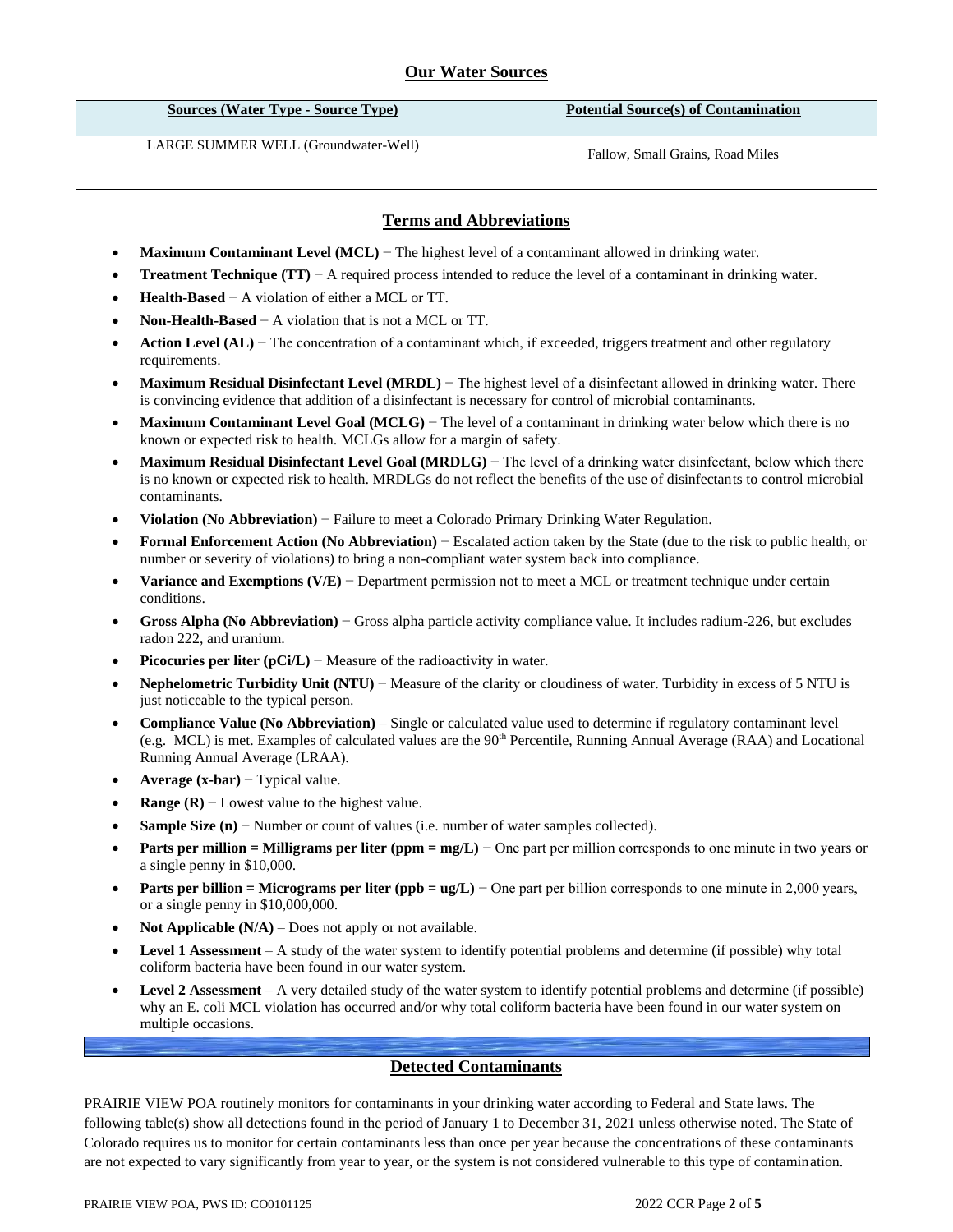## Our Water Sources

| Sources (Water Type - Source Type) | Potential Source(s) of Contamination |
|---|---|
| LARGE SUMMER WELL (Groundwater-Well) | Fallow, Small Grains, Road Miles |

## Terms and Abbreviations

- **Maximum Contaminant Level (MCL)** − The highest level of a contaminant allowed in drinking water.
- **Treatment Technique (TT)** − A required process intended to reduce the level of a contaminant in drinking water.
- **Health-Based** − A violation of either a MCL or TT.
- **Non-Health-Based** − A violation that is not a MCL or TT.
- **Action Level (AL)** − The concentration of a contaminant which, if exceeded, triggers treatment and other regulatory requirements.
- **Maximum Residual Disinfectant Level (MRDL)** − The highest level of a disinfectant allowed in drinking water. There is convincing evidence that addition of a disinfectant is necessary for control of microbial contaminants.
- **Maximum Contaminant Level Goal (MCLG)** − The level of a contaminant in drinking water below which there is no known or expected risk to health. MCLGs allow for a margin of safety.
- **Maximum Residual Disinfectant Level Goal (MRDLG)** − The level of a drinking water disinfectant, below which there is no known or expected risk to health. MRDLGs do not reflect the benefits of the use of disinfectants to control microbial contaminants.
- **Violation (No Abbreviation)** − Failure to meet a Colorado Primary Drinking Water Regulation.
- **Formal Enforcement Action (No Abbreviation)** − Escalated action taken by the State (due to the risk to public health, or number or severity of violations) to bring a non-compliant water system back into compliance.
- **Variance and Exemptions (V/E)** − Department permission not to meet a MCL or treatment technique under certain conditions.
- **Gross Alpha (No Abbreviation)** − Gross alpha particle activity compliance value. It includes radium-226, but excludes radon 222, and uranium.
- **Picocuries per liter (pCi/L)** − Measure of the radioactivity in water.
- **Nephelometric Turbidity Unit (NTU)** − Measure of the clarity or cloudiness of water. Turbidity in excess of 5 NTU is just noticeable to the typical person.
- **Compliance Value (No Abbreviation)** – Single or calculated value used to determine if regulatory contaminant level (e.g. MCL) is met. Examples of calculated values are the 90th Percentile, Running Annual Average (RAA) and Locational Running Annual Average (LRAA).
- **Average (x-bar)** − Typical value.
- **Range (R)** − Lowest value to the highest value.
- **Sample Size (n)** − Number or count of values (i.e. number of water samples collected).
- **Parts per million = Milligrams per liter (ppm = mg/L)** − One part per million corresponds to one minute in two years or a single penny in $10,000.
- **Parts per billion = Micrograms per liter (ppb = ug/L)** − One part per billion corresponds to one minute in 2,000 years, or a single penny in $10,000,000.
- **Not Applicable (N/A)** – Does not apply or not available.
- **Level 1 Assessment** – A study of the water system to identify potential problems and determine (if possible) why total coliform bacteria have been found in our water system.
- **Level 2 Assessment** – A very detailed study of the water system to identify potential problems and determine (if possible) why an E. coli MCL violation has occurred and/or why total coliform bacteria have been found in our water system on multiple occasions.

## Detected Contaminants

PRAIRIE VIEW POA routinely monitors for contaminants in your drinking water according to Federal and State laws. The following table(s) show all detections found in the period of January 1 to December 31, 2021 unless otherwise noted. The State of Colorado requires us to monitor for certain contaminants less than once per year because the concentrations of these contaminants are not expected to vary significantly from year to year, or the system is not considered vulnerable to this type of contamination.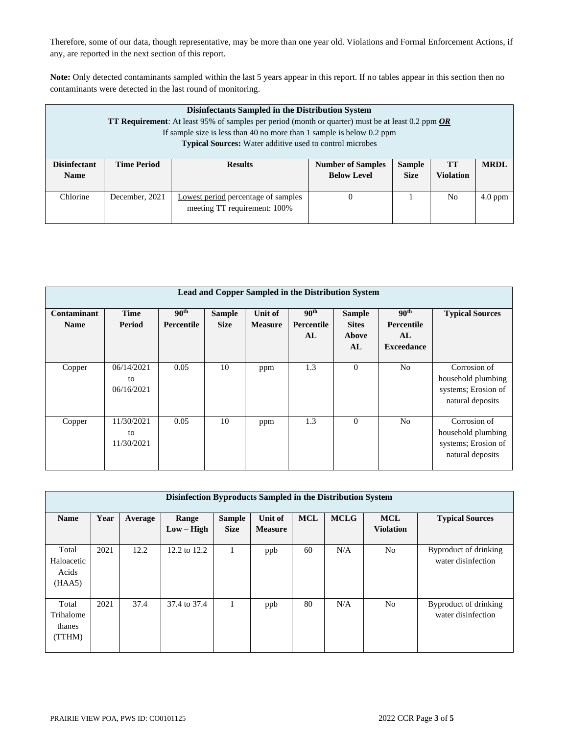Therefore, some of our data, though representative, may be more than one year old. Violations and Formal Enforcement Actions, if any, are reported in the next section of this report.

**Note:** Only detected contaminants sampled within the last 5 years appear in this report. If no tables appear in this section then no contaminants were detected in the last round of monitoring.

| **Disinfectants Sampled in the Distribution System**<br>**TT Requirement**: At least 95% of samples per period (month or quarter) must be at least 0.2 ppm ***OR***<br>If sample size is less than 40 no more than 1 sample is below 0.2 ppm<br>**Typical Sources:** Water additive used to control microbes | | | | | | |
|---|---|---|---|---|---|---|
| **Disinfectant Name** | **Time Period** | **Results** | **Number of Samples Below Level** | **Sample Size** | **TT Violation** | **MRDL** |
| Chlorine | December, 2021 | Lowest period percentage of samples meeting TT requirement: 100% | 0 | 1 | No | 4.0 ppm |

| **Lead and Copper Sampled in the Distribution System** | | | | | | | | |
|---|---|---|---|---|---|---|---|---|
| **Contaminant Name** | **Time Period** | **90th Percentile** | **Sample Size** | **Unit of Measure** | **90th Percentile AL** | **Sample Sites Above AL** | **90th Percentile AL Exceedance** | **Typical Sources** |
| Copper | 06/14/2021 to 06/16/2021 | 0.05 | 10 | ppm | 1.3 | 0 | No | Corrosion of household plumbing systems; Erosion of natural deposits |
| Copper | 11/30/2021 to 11/30/2021 | 0.05 | 10 | ppm | 1.3 | 0 | No | Corrosion of household plumbing systems; Erosion of natural deposits |

| **Disinfection Byproducts Sampled in the Distribution System** | | | | | | | | | |
|---|---|---|---|---|---|---|---|---|---|
| **Name** | **Year** | **Average** | **Range Low – High** | **Sample Size** | **Unit of Measure** | **MCL** | **MCLG** | **MCL Violation** | **Typical Sources** |
| Total Haloacetic Acids (HAA5) | 2021 | 12.2 | 12.2 to 12.2 | 1 | ppb | 60 | N/A | No | Byproduct of drinking water disinfection |
| Total Trihalomethanes (TTHM) | 2021 | 37.4 | 37.4 to 37.4 | 1 | ppb | 80 | N/A | No | Byproduct of drinking water disinfection |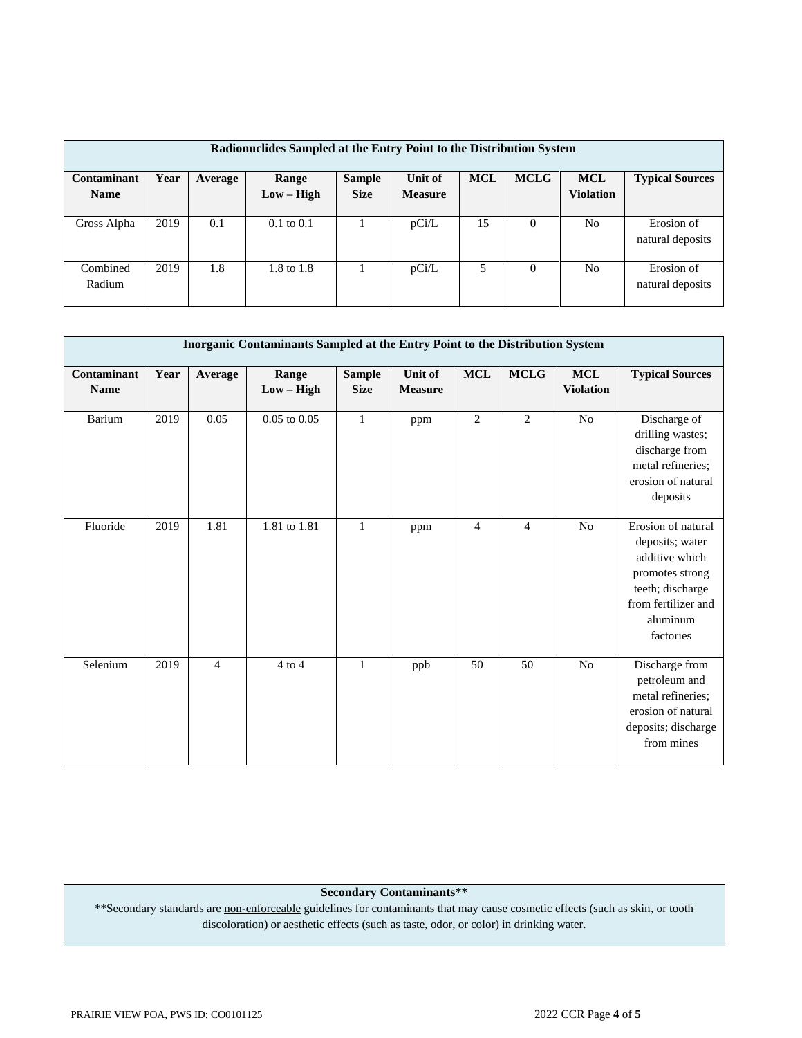| Radionuclides Sampled at the Entry Point to the Distribution System | | | | | | | | | |
|---|---|---|---|---|---|---|---|---|---|
| **Contaminant Name** | **Year** | **Average** | **Range Low – High** | **Sample Size** | **Unit of Measure** | **MCL** | **MCLG** | **MCL Violation** | **Typical Sources** |
| Gross Alpha | 2019 | 0.1 | 0.1 to 0.1 | 1 | pCi/L | 15 | 0 | No | Erosion of natural deposits |
| Combined Radium | 2019 | 1.8 | 1.8 to 1.8 | 1 | pCi/L | 5 | 0 | No | Erosion of natural deposits |

| Inorganic Contaminants Sampled at the Entry Point to the Distribution System | | | | | | | | | |
|---|---|---|---|---|---|---|---|---|---|
| **Contaminant Name** | **Year** | **Average** | **Range Low – High** | **Sample Size** | **Unit of Measure** | **MCL** | **MCLG** | **MCL Violation** | **Typical Sources** |
| Barium | 2019 | 0.05 | 0.05 to 0.05 | 1 | ppm | 2 | 2 | No | Discharge of drilling wastes; discharge from metal refineries; erosion of natural deposits |
| Fluoride | 2019 | 1.81 | 1.81 to 1.81 | 1 | ppm | 4 | 4 | No | Erosion of natural deposits; water additive which promotes strong teeth; discharge from fertilizer and aluminum factories |
| Selenium | 2019 | 4 | 4 to 4 | 1 | ppb | 50 | 50 | No | Discharge from petroleum and metal refineries; erosion of natural deposits; discharge from mines |

**Secondary Contaminants****

**Secondary standards are non-enforceable guidelines for contaminants that may cause cosmetic effects (such as skin, or tooth discoloration) or aesthetic effects (such as taste, odor, or color) in drinking water.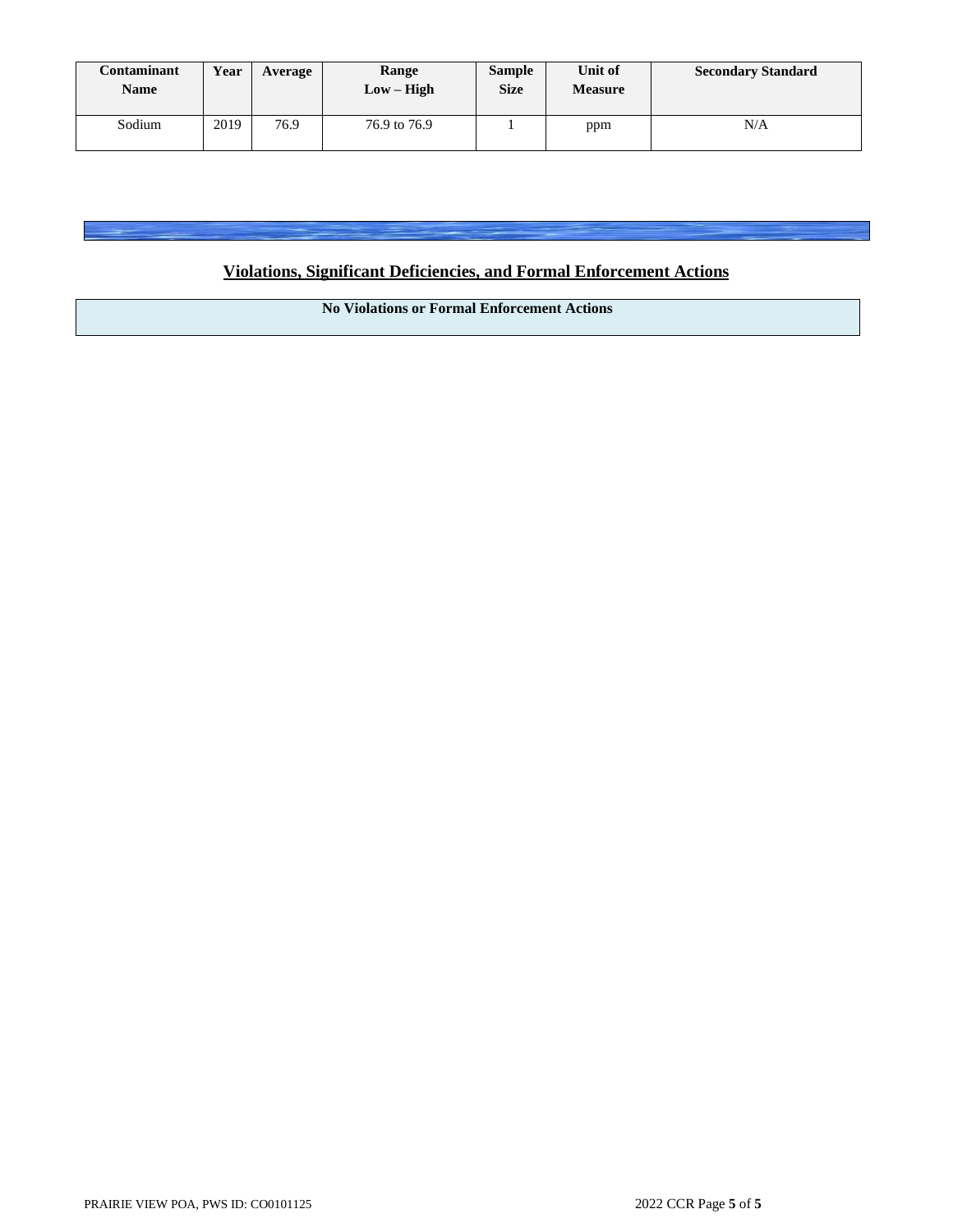| Contaminant Name | Year | Average | Range Low – High | Sample Size | Unit of Measure | Secondary Standard |
|---|---|---|---|---|---|---|
| Sodium | 2019 | 76.9 | 76.9 to 76.9 | 1 | ppm | N/A |

## Violations, Significant Deficiencies, and Formal Enforcement Actions

**No Violations or Formal Enforcement Actions**